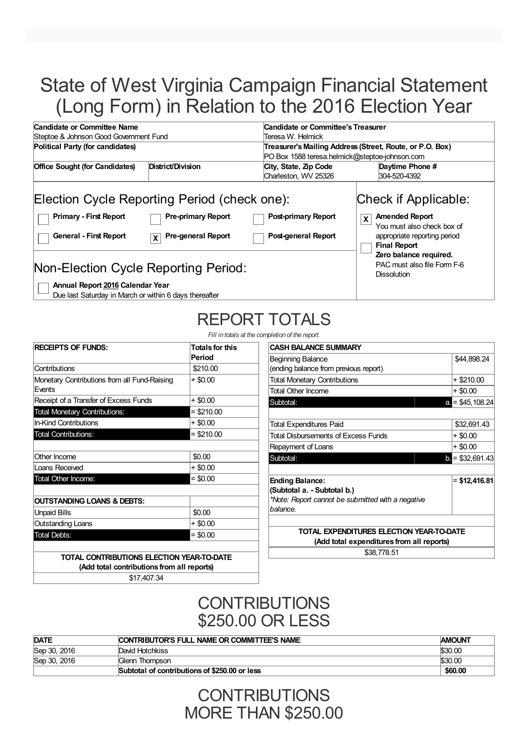# State of West Virginia Campaign Financial Statement (Long Form) in Relation to the 2016 Election Year

| Candidate or Committee Name | | Candidate or Committee's Treasurer | |
|---|---|---|---|
| Steptoe & Johnson Good Government Fund | | Teresa W. Helmick | |
| **Political Party (for candidates)** | | **Treasurer's Mailing Address (Street, Route, or P.O. Box)** | |
| | | PO Box 1588 teresa.helmick@steptoe-johnson.com | |
| **Office Sought (for Candidates)** | **District/Division** | **City, State, Zip Code** | **Daytime Phone #** |
| | | Charleston, WV 25326 | 304-520-4392 |

## Election Cycle Reporting Period (check one):

- [ ] **Primary - First Report**
- [ ] **Pre-primary Report**
- [ ] **Post-primary Report**
- [ ] **General - First Report**
- [x] **Pre-general Report**
- [ ] **Post-general Report**

## Check if Applicable:

- [x] **Amended Report** You must also check box of appropriate reporting period
- [ ] **Final Report Zero balance required.** PAC must also file Form F-6 Dissolution

## Non-Election Cycle Reporting Period:

- [ ] **Annual Report 2016 Calendar Year** Due last Saturday in March or within 6 days thereafter

## REPORT TOTALS

*Fill in totals at the completion of the report.*

| RECEIPTS OF FUNDS: | Totals for this Period |
|---|---|
| Contributions | $210.00 |
| Monetary Contributions from all Fund-Raising Events | + $0.00 |
| Receipt of a Transfer of Excess Funds | + $0.00 |
| Total Monetary Contributions: | = $210.00 |
| In-Kind Contributions | + $0.00 |
| Total Contributions: | = $210.00 |
| | |
| Other Income | $0.00 |
| Loans Received | + $0.00 |
| Total Other Income: | = $0.00 |
| | |
| **OUTSTANDING LOANS & DEBTS:** | |
| Unpaid Bills | $0.00 |
| Outstanding Loans | + $0.00 |
| Total Debts: | = $0.00 |
| | |
| **TOTAL CONTRIBUTIONS ELECTION YEAR-TO-DATE (Add total contributions from all reports)** | |
| $17,407.34 | |

| CASH BALANCE SUMMARY | | |
|---|---|---|
| Beginning Balance (ending balance from previous report) | | $44,898.24 |
| Total Monetary Contributions | | + $210.00 |
| Total Other Income | | + $0.00 |
| Subtotal: | a. | = $45,108.24 |
| | | |
| Total Expenditures Paid | | $32,691.43 |
| Total Disbursements of Excess Funds | | + $0.00 |
| Repayment of Loans | | + $0.00 |
| Subtotal: | b. | = $32,691.43 |
| | | |
| **Ending Balance: (Subtotal a. - Subtotal b.)** *Note: Report cannot be submitted with a negative balance.* | | **= $12,416.81** |
| | | |
| **TOTAL EXPENDITURES ELECTION YEAR-TO-DATE (Add total expenditures from all reports)** | | |
| $38,778.51 | | |

## CONTRIBUTIONS $250.00 OR LESS

| DATE | CONTRIBUTOR'S FULL NAME OR COMMITTEE'S NAME | AMOUNT |
|---|---|---|
| Sep 30, 2016 | David Hotchkiss | $30.00 |
| Sep 30, 2016 | Glenn Thompson | $30.00 |
| | **Subtotal of contributions of $250.00 or less** | **$60.00** |

## CONTRIBUTIONS MORE THAN $250.00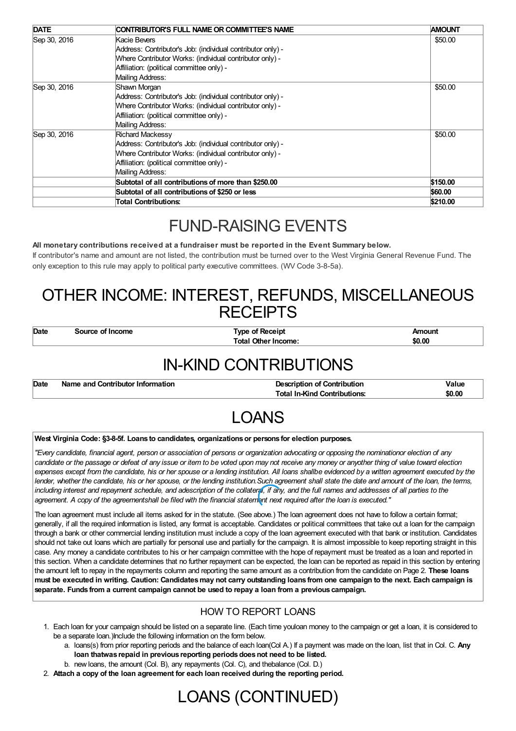| DATE | CONTRIBUTOR'S FULL NAME OR COMMITTEE'S NAME | AMOUNT |
|---|---|---|
| Sep 30, 2016 | Kacie Bevers<br>Address: Contributor's Job: (individual contributor only) -<br>Where Contributor Works: (individual contributor only) -<br>Affiliation: (political committee only) -<br>Mailing Address: | $50.00 |
| Sep 30, 2016 | Shawn Morgan<br>Address: Contributor's Job: (individual contributor only) -<br>Where Contributor Works: (individual contributor only) -<br>Affiliation: (political committee only) -<br>Mailing Address: | $50.00 |
| Sep 30, 2016 | Richard Mackessy<br>Address: Contributor's Job: (individual contributor only) -<br>Where Contributor Works: (individual contributor only) -<br>Affiliation: (political committee only) -<br>Mailing Address: | $50.00 |
| | **Subtotal of all contributions of more than $250.00** | **$150.00** |
| | **Subtotal of all contributions of $250 or less** | **$60.00** |
| | **Total Contributions:** | **$210.00** |

# FUND-RAISING EVENTS

**All monetary contributions received at a fundraiser must be reported in the Event Summary below.**

If contributor's name and amount are not listed, the contribution must be turned over to the West Virginia General Revenue Fund. The only exception to this rule may apply to political party executive committees. (WV Code 3-8-5a).

# OTHER INCOME: INTEREST, REFUNDS, MISCELLANEOUS RECEIPTS

| Date | Source of Income | Type of Receipt | Amount |
|---|---|---|---|
| | | **Total Other Income:** | **$0.00** |

# IN-KIND CONTRIBUTIONS

| Date | Name and Contributor Information | Description of Contribution | Value |
|---|---|---|---|
| | | **Total In-Kind Contributions:** | **$0.00** |

# LOANS

**West Virginia Code: §3-8-5f. Loans to candidates, organizations or persons for election purposes.**

*"Every candidate, financial agent, person or association of persons or organization advocating or opposing the nominationor election of any candidate or the passage or defeat of any issue or item to be voted upon may not receive any money or anyother thing of value toward election expenses except from the candidate, his or her spouse or a lending institution. All loans shallbe evidenced by a written agreement executed by the lender, whether the candidate, his or her spouse, or the lending institution.Such agreement shall state the date and amount of the loan, the terms, including interest and repayment schedule, and adescription of the collateral, if any, and the full names and addresses of all parties to the agreement. A copy of the agreementshall be filed with the financial statement next required after the loan is executed."*

The loan agreement must include all items asked for in the statute. (See above.) The loan agreement does not have to follow a certain format; generally, if all the required information is listed, any format is acceptable. Candidates or political committees that take out a loan for the campaign through a bank or other commercial lending institution must include a copy of the loan agreement executed with that bank or institution. Candidates should not take out loans which are partially for personal use and partially for the campaign. It is almost impossible to keep reporting straight in this case. Any money a candidate contributes to his or her campaign committee with the hope of repayment must be treated as a loan and reported in this section. When a candidate determines that no further repayment can be expected, the loan can be reported as repaid in this section by entering the amount left to repay in the repayments column and reporting the same amount as a contribution from the candidate on Page 2. **These loans must be executed in writing. Caution: Candidates may not carry outstanding loans from one campaign to the next. Each campaign is separate. Funds from a current campaign cannot be used to repay a loan from a previous campaign.**

## HOW TO REPORT LOANS

1. Each loan for your campaign should be listed on a separate line. (Each time youloan money to the campaign or get a loan, it is considered to be a separate loan.)Include the following information on the form below.
   a. loans(s) from prior reporting periods and the balance of each loan(Col A.) If a payment was made on the loan, list that in Col. C. **Any loan thatwas repaid in previous reporting periods does not need to be listed.**
   b. new loans, the amount (Col. B), any repayments (Col. C), and thebalance (Col. D.)
2. **Attach a copy of the loan agreement for each loan received during the reporting period.**

# LOANS (CONTINUED)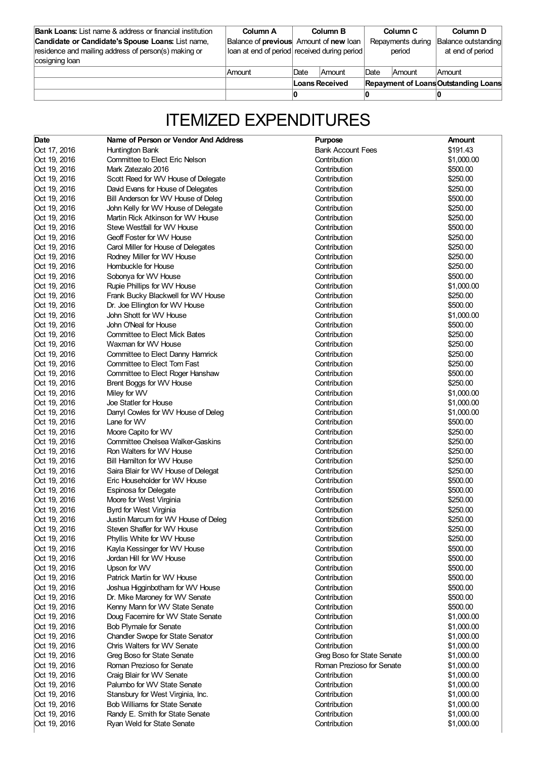| Bank Loans: List name & address or financial institution<br>Candidate or Candidate's Spouse Loans: List name, residence and mailing address of person(s) making or cosigning loan | Column A<br>Balance of previous loan at end of period | Column B<br>Amount of new loan received during period | | Column C<br>Repayments during period | | Column D<br>Balance outstanding at end of period |
|---|---|---|---|---|---|---|
| | Amount | Date | Amount | Date | Amount | Amount |
| | | Loans Received | | Repayment of Loans | | Outstanding Loans |
| | | 0 | | 0 | | 0 |

# ITEMIZED EXPENDITURES

| Date | Name of Person or Vendor And Address | Purpose | Amount |
|---|---|---|---|
| Oct 17, 2016 | Huntington Bank | Bank Account Fees | $191.43 |
| Oct 19, 2016 | Committee to Elect Eric Nelson | Contribution | $1,000.00 |
| Oct 19, 2016 | Mark Zatezalo 2016 | Contribution | $500.00 |
| Oct 19, 2016 | Scott Reed for WV House of Delegate | Contribution | $250.00 |
| Oct 19, 2016 | David Evans for House of Delegates | Contribution | $250.00 |
| Oct 19, 2016 | Bill Anderson for WV House of Deleg | Contribution | $500.00 |
| Oct 19, 2016 | John Kelly for WV House of Delegate | Contribution | $250.00 |
| Oct 19, 2016 | Martin Rick Atkinson for WV House | Contribution | $250.00 |
| Oct 19, 2016 | Steve Westfall for WV House | Contribution | $500.00 |
| Oct 19, 2016 | Geoff Foster for WV House | Contribution | $250.00 |
| Oct 19, 2016 | Carol Miller for House of Delegates | Contribution | $250.00 |
| Oct 19, 2016 | Rodney Miller for WV House | Contribution | $250.00 |
| Oct 19, 2016 | Hornbuckle for House | Contribution | $250.00 |
| Oct 19, 2016 | Sobonya for WV House | Contribution | $500.00 |
| Oct 19, 2016 | Rupie Phillips for WV House | Contribution | $1,000.00 |
| Oct 19, 2016 | Frank Bucky Blackwell for WV House | Contribution | $250.00 |
| Oct 19, 2016 | Dr. Joe Ellington for WV House | Contribution | $500.00 |
| Oct 19, 2016 | John Shott for WV House | Contribution | $1,000.00 |
| Oct 19, 2016 | John O'Neal for House | Contribution | $500.00 |
| Oct 19, 2016 | Committee to Elect Mick Bates | Contribution | $250.00 |
| Oct 19, 2016 | Waxman for WV House | Contribution | $250.00 |
| Oct 19, 2016 | Committee to Elect Danny Hamrick | Contribution | $250.00 |
| Oct 19, 2016 | Committee to Elect Tom Fast | Contribution | $250.00 |
| Oct 19, 2016 | Committee to Elect Roger Hanshaw | Contribution | $500.00 |
| Oct 19, 2016 | Brent Boggs for WV House | Contribution | $250.00 |
| Oct 19, 2016 | Miley for WV | Contribution | $1,000.00 |
| Oct 19, 2016 | Joe Statler for House | Contribution | $1,000.00 |
| Oct 19, 2016 | Darryl Cowles for WV House of Deleg | Contribution | $1,000.00 |
| Oct 19, 2016 | Lane for WV | Contribution | $500.00 |
| Oct 19, 2016 | Moore Capito for WV | Contribution | $250.00 |
| Oct 19, 2016 | Committee Chelsea Walker-Gaskins | Contribution | $250.00 |
| Oct 19, 2016 | Ron Walters for WV House | Contribution | $250.00 |
| Oct 19, 2016 | Bill Hamilton for WV House | Contribution | $250.00 |
| Oct 19, 2016 | Saira Blair for WV House of Delegat | Contribution | $250.00 |
| Oct 19, 2016 | Eric Householder for WV House | Contribution | $500.00 |
| Oct 19, 2016 | Espinosa for Delegate | Contribution | $500.00 |
| Oct 19, 2016 | Moore for West Virginia | Contribution | $250.00 |
| Oct 19, 2016 | Byrd for West Virginia | Contribution | $250.00 |
| Oct 19, 2016 | Justin Marcum for WV House of Deleg | Contribution | $250.00 |
| Oct 19, 2016 | Steven Shaffer for WV House | Contribution | $250.00 |
| Oct 19, 2016 | Phyllis White for WV House | Contribution | $250.00 |
| Oct 19, 2016 | Kayla Kessinger for WV House | Contribution | $500.00 |
| Oct 19, 2016 | Jordan Hill for WV House | Contribution | $500.00 |
| Oct 19, 2016 | Upson for WV | Contribution | $500.00 |
| Oct 19, 2016 | Patrick Martin for WV House | Contribution | $500.00 |
| Oct 19, 2016 | Joshua Higginbotham for WV House | Contribution | $500.00 |
| Oct 19, 2016 | Dr. Mike Maroney for WV Senate | Contribution | $500.00 |
| Oct 19, 2016 | Kenny Mann for WV State Senate | Contribution | $500.00 |
| Oct 19, 2016 | Doug Facemire for WV State Senate | Contribution | $1,000.00 |
| Oct 19, 2016 | Bob Plymale for Senate | Contribution | $1,000.00 |
| Oct 19, 2016 | Chandler Swope for State Senator | Contribution | $1,000.00 |
| Oct 19, 2016 | Chris Walters for WV Senate | Contribution | $1,000.00 |
| Oct 19, 2016 | Greg Boso for State Senate | Greg Boso for State Senate | $1,000.00 |
| Oct 19, 2016 | Roman Prezioso for Senate | Roman Prezioso for Senate | $1,000.00 |
| Oct 19, 2016 | Craig Blair for WV Senate | Contribution | $1,000.00 |
| Oct 19, 2016 | Palumbo for WV State Senate | Contribution | $1,000.00 |
| Oct 19, 2016 | Stansbury for West Virginia, Inc. | Contribution | $1,000.00 |
| Oct 19, 2016 | Bob Williams for State Senate | Contribution | $1,000.00 |
| Oct 19, 2016 | Randy E. Smith for State Senate | Contribution | $1,000.00 |
| Oct 19, 2016 | Ryan Weld for State Senate | Contribution | $1,000.00 |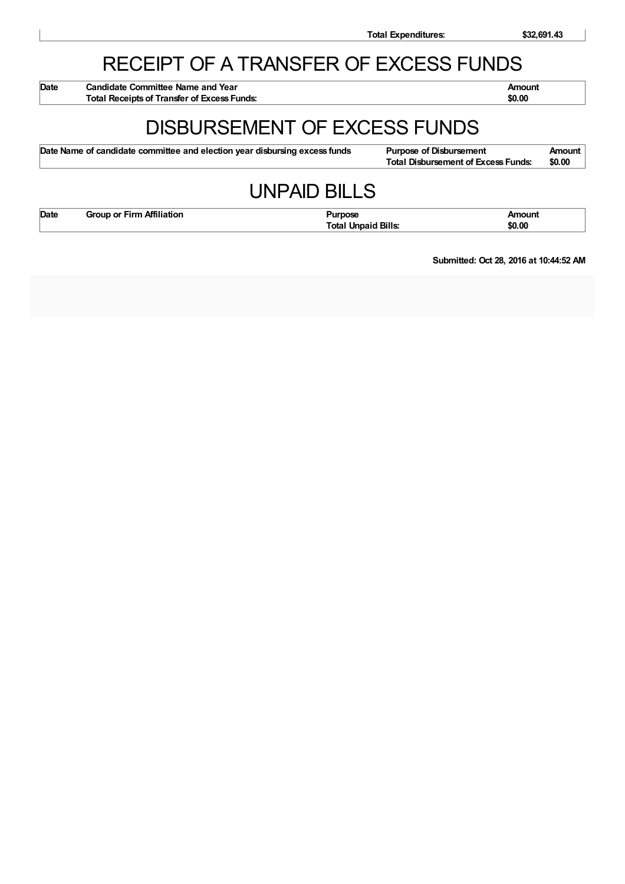| | | | |
|---|---|---|---|
| | | Total Expenditures: | $32,691.43 |

# RECEIPT OF A TRANSFER OF EXCESS FUNDS

| Date | Candidate Committee Name and Year | Amount |
|---|---|---|
| | Total Receipts of Transfer of Excess Funds: | $0.00 |

# DISBURSEMENT OF EXCESS FUNDS

| Date | Name of candidate committee and election year disbursing excess funds | Purpose of Disbursement | Amount |
|---|---|---|---|
| | | Total Disbursement of Excess Funds: | $0.00 |

# UNPAID BILLS

| Date | Group or Firm Affiliation | Purpose | Amount |
|---|---|---|---|
| | | Total Unpaid Bills: | $0.00 |

**Submitted: Oct 28, 2016 at 10:44:52 AM**